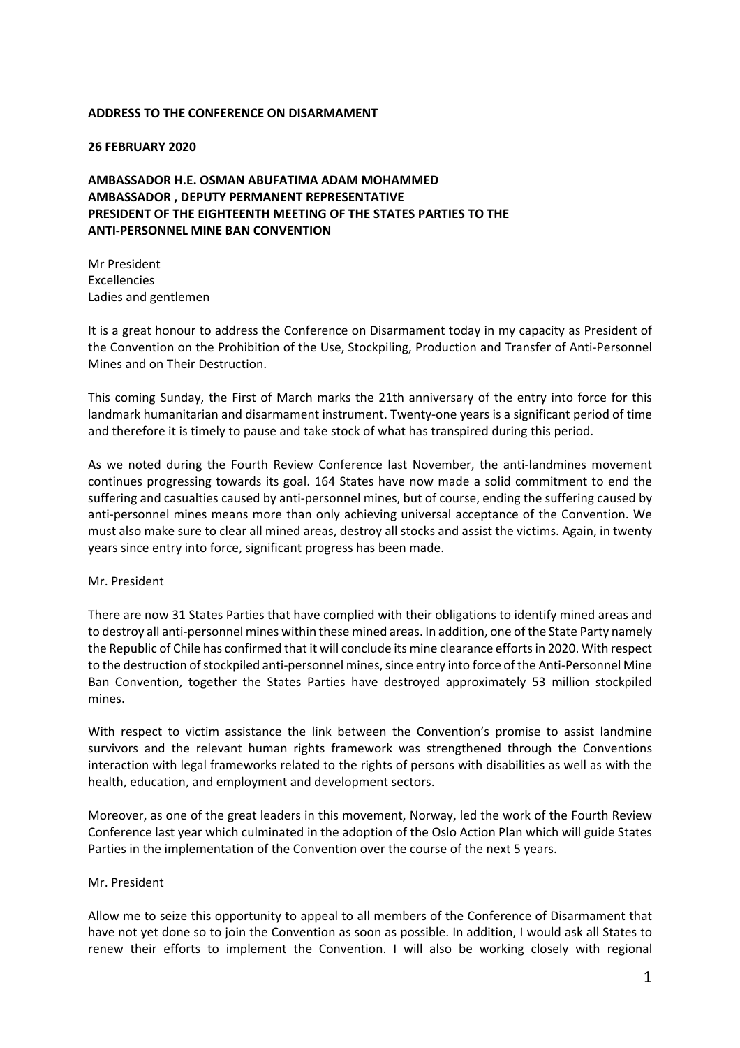**ADDRESS TO THE CONFERENCE ON DISARMAMENT**

**26 FEBRUARY 2020**

**AMBASSADOR H.E. OSMAN ABUFATIMA ADAM MOHAMMED**
**AMBASSADOR , DEPUTY PERMANENT REPRESENTATIVE**
**PRESIDENT OF THE EIGHTEENTH MEETING OF THE STATES PARTIES TO THE ANTI-PERSONNEL MINE BAN CONVENTION**

Mr President
Excellencies
Ladies and gentlemen

It is a great honour to address the Conference on Disarmament today in my capacity as President of the Convention on the Prohibition of the Use, Stockpiling, Production and Transfer of Anti-Personnel Mines and on Their Destruction.

This coming Sunday, the First of March marks the 21th anniversary of the entry into force for this landmark humanitarian and disarmament instrument. Twenty-one years is a significant period of time and therefore it is timely to pause and take stock of what has transpired during this period.

As we noted during the Fourth Review Conference last November, the anti-landmines movement continues progressing towards its goal. 164 States have now made a solid commitment to end the suffering and casualties caused by anti-personnel mines, but of course, ending the suffering caused by anti-personnel mines means more than only achieving universal acceptance of the Convention. We must also make sure to clear all mined areas, destroy all stocks and assist the victims. Again, in twenty years since entry into force, significant progress has been made.

Mr. President

There are now 31 States Parties that have complied with their obligations to identify mined areas and to destroy all anti-personnel mines within these mined areas. In addition, one of the State Party namely the Republic of Chile has confirmed that it will conclude its mine clearance efforts in 2020. With respect to the destruction of stockpiled anti-personnel mines, since entry into force of the Anti-Personnel Mine Ban Convention, together the States Parties have destroyed approximately 53 million stockpiled mines.

With respect to victim assistance the link between the Convention's promise to assist landmine survivors and the relevant human rights framework was strengthened through the Conventions interaction with legal frameworks related to the rights of persons with disabilities as well as with the health, education, and employment and development sectors.

Moreover, as one of the great leaders in this movement, Norway, led the work of the Fourth Review Conference last year which culminated in the adoption of the Oslo Action Plan which will guide States Parties in the implementation of the Convention over the course of the next 5 years.

Mr. President

Allow me to seize this opportunity to appeal to all members of the Conference of Disarmament that have not yet done so to join the Convention as soon as possible. In addition, I would ask all States to renew their efforts to implement the Convention. I will also be working closely with regional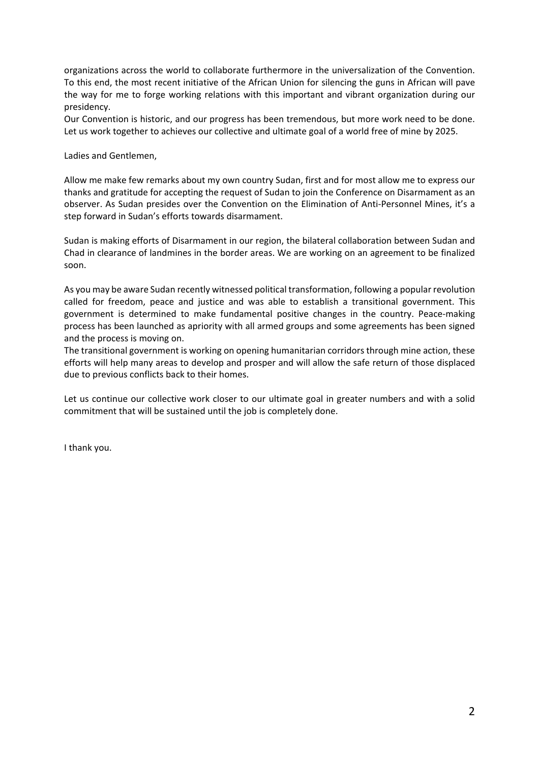organizations across the world to collaborate furthermore in the universalization of the Convention. To this end, the most recent initiative of the African Union for silencing the guns in African will pave the way for me to forge working relations with this important and vibrant organization during our presidency.
Our Convention is historic, and our progress has been tremendous, but more work need to be done. Let us work together to achieves our collective and ultimate goal of a world free of mine by 2025.

Ladies and Gentlemen,

Allow me make few remarks about my own country Sudan, first and for most allow me to express our thanks and gratitude for accepting the request of Sudan to join the Conference on Disarmament as an observer. As Sudan presides over the Convention on the Elimination of Anti-Personnel Mines, it's a step forward in Sudan's efforts towards disarmament.

Sudan is making efforts of Disarmament in our region, the bilateral collaboration between Sudan and Chad in clearance of landmines in the border areas. We are working on an agreement to be finalized soon.

As you may be aware Sudan recently witnessed political transformation, following a popular revolution called for freedom, peace and justice and was able to establish a transitional government. This government is determined to make fundamental positive changes in the country. Peace-making process has been launched as apriority with all armed groups and some agreements has been signed and the process is moving on.
The transitional government is working on opening humanitarian corridors through mine action, these efforts will help many areas to develop and prosper and will allow the safe return of those displaced due to previous conflicts back to their homes.

Let us continue our collective work closer to our ultimate goal in greater numbers and with a solid commitment that will be sustained until the job is completely done.

I thank you.